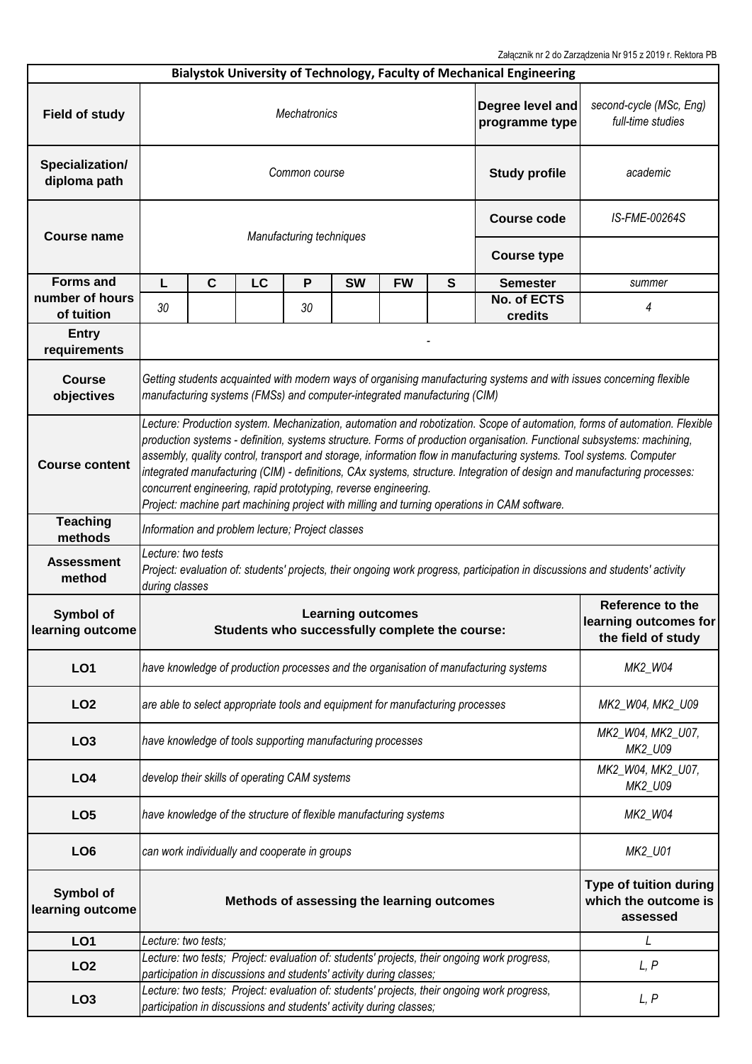Załącznik nr 2 do Zarządzenia Nr 915 z 2019 r. Rektora PB

**Bialystok University of Technology, Faculty of Mechanical Engineering**

| | | | | | | | | | |
|---|---|---|---|---|---|---|---|---|---|
| **Field of study** | *Mechatronics* | | | | | | | **Degree level and programme type** | *second-cycle (MSc, Eng) full-time studies* |
| **Specialization/ diploma path** | *Common course* | | | | | | | **Study profile** | *academic* |
| **Course name** | *Manufacturing techniques* | | | | | | | **Course code** | *IS-FME-00264S* |
| | | | | | | | | **Course type** | |
| **Forms and number of hours of tuition** | **L** | **C** | **LC** | **P** | **SW** | **FW** | **S** | **Semester** | *summer* |
| | *30* | | | *30* | | | | **No. of ECTS credits** | *4* |
| **Entry requirements** | - | | | | | | | | |
| **Course objectives** | *Getting students acquainted with modern ways of organising manufacturing systems and with issues concerning flexible manufacturing systems (FMSs) and computer-integrated manufacturing (CIM)* | | | | | | | | |
| **Course content** | *Lecture: Production system. Mechanization, automation and robotization. Scope of automation, forms of automation. Flexible production systems - definition, systems structure. Forms of production organisation. Functional subsystems: machining, assembly, quality control, transport and storage, information flow in manufacturing systems. Tool systems. Computer integrated manufacturing (CIM) - definitions, CAx systems, structure. Integration of design and manufacturing processes: concurrent engineering, rapid prototyping, reverse engineering.* *Project: machine part machining project with milling and turning operations in CAM software.* | | | | | | | | |
| **Teaching methods** | *Information and problem lecture; Project classes* | | | | | | | | |
| **Assessment method** | *Lecture: two tests* *Project: evaluation of: students' projects, their ongoing work progress, participation in discussions and students' activity during classes* | | | | | | | | |

| **Symbol of learning outcome** | **Learning outcomes** **Students who successfully complete the course:** | **Reference to the learning outcomes for the field of study** |
|---|---|---|
| **LO1** | *have knowledge of production processes and the organisation of manufacturing systems* | *MK2_W04* |
| **LO2** | *are able to select appropriate tools and equipment for manufacturing processes* | *MK2_W04, MK2_U09* |
| **LO3** | *have knowledge of tools supporting manufacturing processes* | *MK2_W04, MK2_U07, MK2_U09* |
| **LO4** | *develop their skills of operating CAM systems* | *MK2_W04, MK2_U07, MK2_U09* |
| **LO5** | *have knowledge of the structure of flexible manufacturing systems* | *MK2_W04* |
| **LO6** | *can work individually and cooperate in groups* | *MK2_U01* |

| **Symbol of learning outcome** | **Methods of assessing the learning outcomes** | **Type of tuition during which the outcome is assessed** |
|---|---|---|
| **LO1** | *Lecture: two tests;* | *L* |
| **LO2** | *Lecture: two tests; Project: evaluation of: students' projects, their ongoing work progress, participation in discussions and students' activity during classes;* | *L, P* |
| **LO3** | *Lecture: two tests; Project: evaluation of: students' projects, their ongoing work progress, participation in discussions and students' activity during classes;* | *L, P* |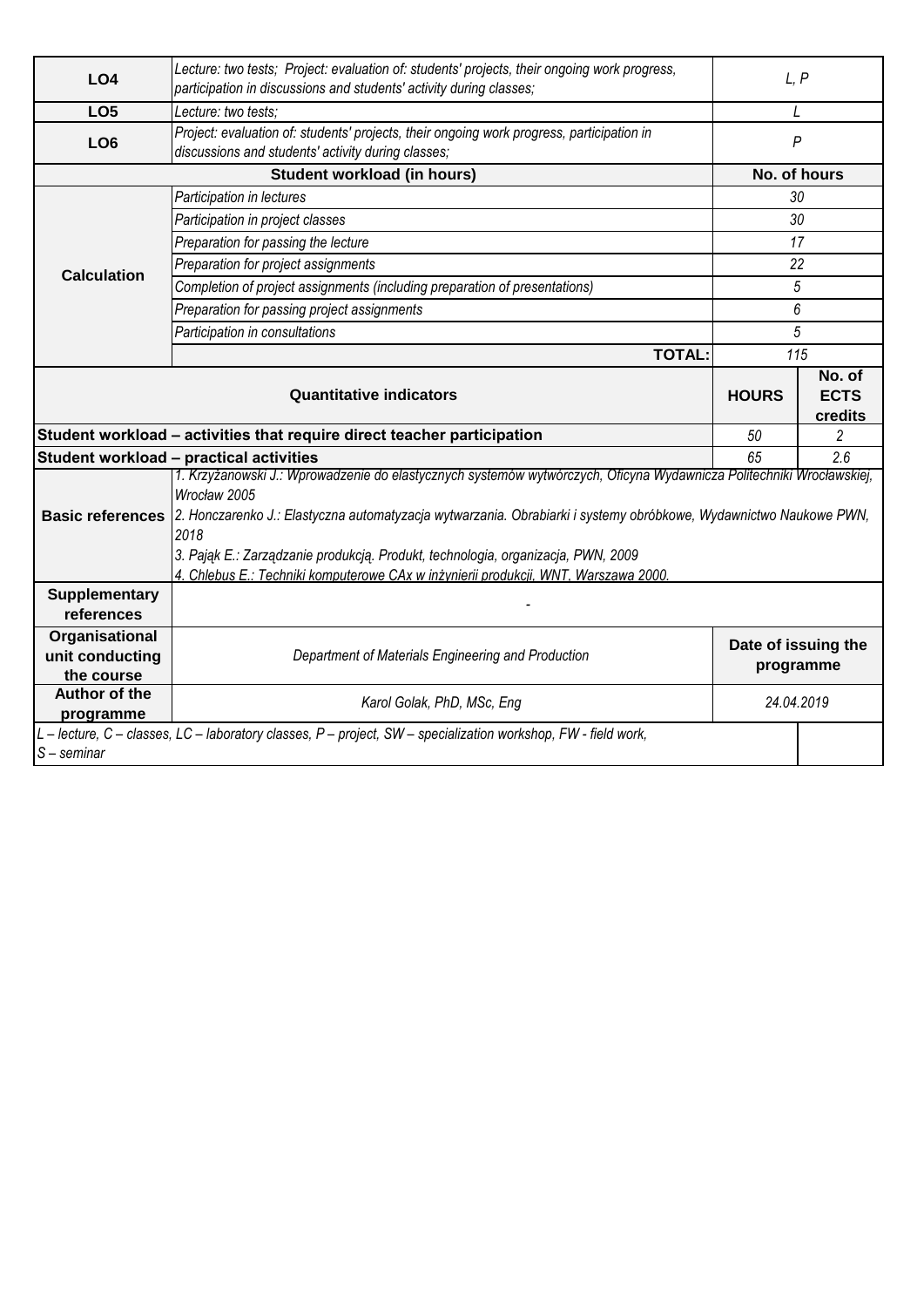| | | | |
|---|---|---|---|
| **LO4** | *Lecture: two tests; Project: evaluation of: students' projects, their ongoing work progress, participation in discussions and students' activity during classes;* | *L, P* | |
| **LO5** | *Lecture: two tests;* | *L* | |
| **LO6** | *Project: evaluation of: students' projects, their ongoing work progress, participation in discussions and students' activity during classes;* | *P* | |
| **Student workload (in hours)** | | **No. of hours** | |
| **Calculation** | *Participation in lectures* | *30* | |
| | *Participation in project classes* | *30* | |
| | *Preparation for passing the lecture* | *17* | |
| | *Preparation for project assignments* | *22* | |
| | *Completion of project assignments (including preparation of presentations)* | *5* | |
| | *Preparation for passing project assignments* | *6* | |
| | *Participation in consultations* | *5* | |
| | **TOTAL:** | *115* | |
| **Quantitative indicators** | | **HOURS** | **No. of ECTS credits** |
| **Student workload – activities that require direct teacher participation** | | *50* | *2* |
| **Student workload – practical activities** | | *65* | *2.6* |
| **Basic references** | *1. Krzyżanowski J.: Wprowadzenie do elastycznych systemów wytwórczych, Oficyna Wydawnicza Politechniki Wrocławskiej, Wrocław 2005*<br>*2. Honczarenko J.: Elastyczna automatyzacja wytwarzania. Obrabiarki i systemy obróbkowe, Wydawnictwo Naukowe PWN, 2018*<br>*3. Pająk E.: Zarządzanie produkcją. Produkt, technologia, organizacja, PWN, 2009*<br>*4. Chlebus E.: Techniki komputerowe CAx w inżynierii produkcji, WNT, Warszawa 2000.* | | |
| **Supplementary references** | - | | |
| **Organisational unit conducting the course** | *Department of Materials Engineering and Production* | **Date of issuing the programme** | |
| **Author of the programme** | *Karol Golak, PhD, MSc, Eng* | *24.04.2019* | |
| *L – lecture, C – classes, LC – laboratory classes, P – project, SW – specialization workshop, FW - field work, S – seminar* | | | |